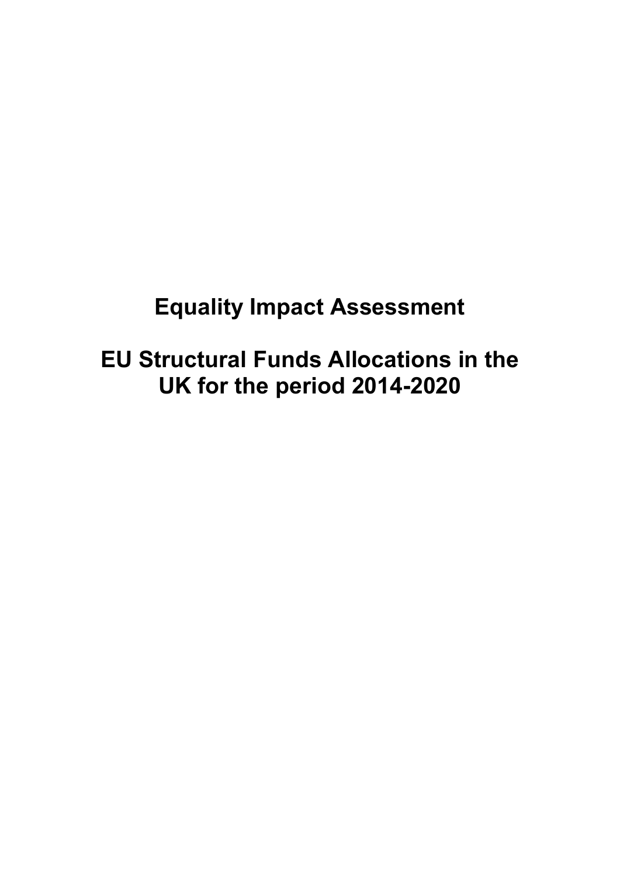# Equality Impact Assessment

# EU Structural Funds Allocations in the UK for the period 2014-2020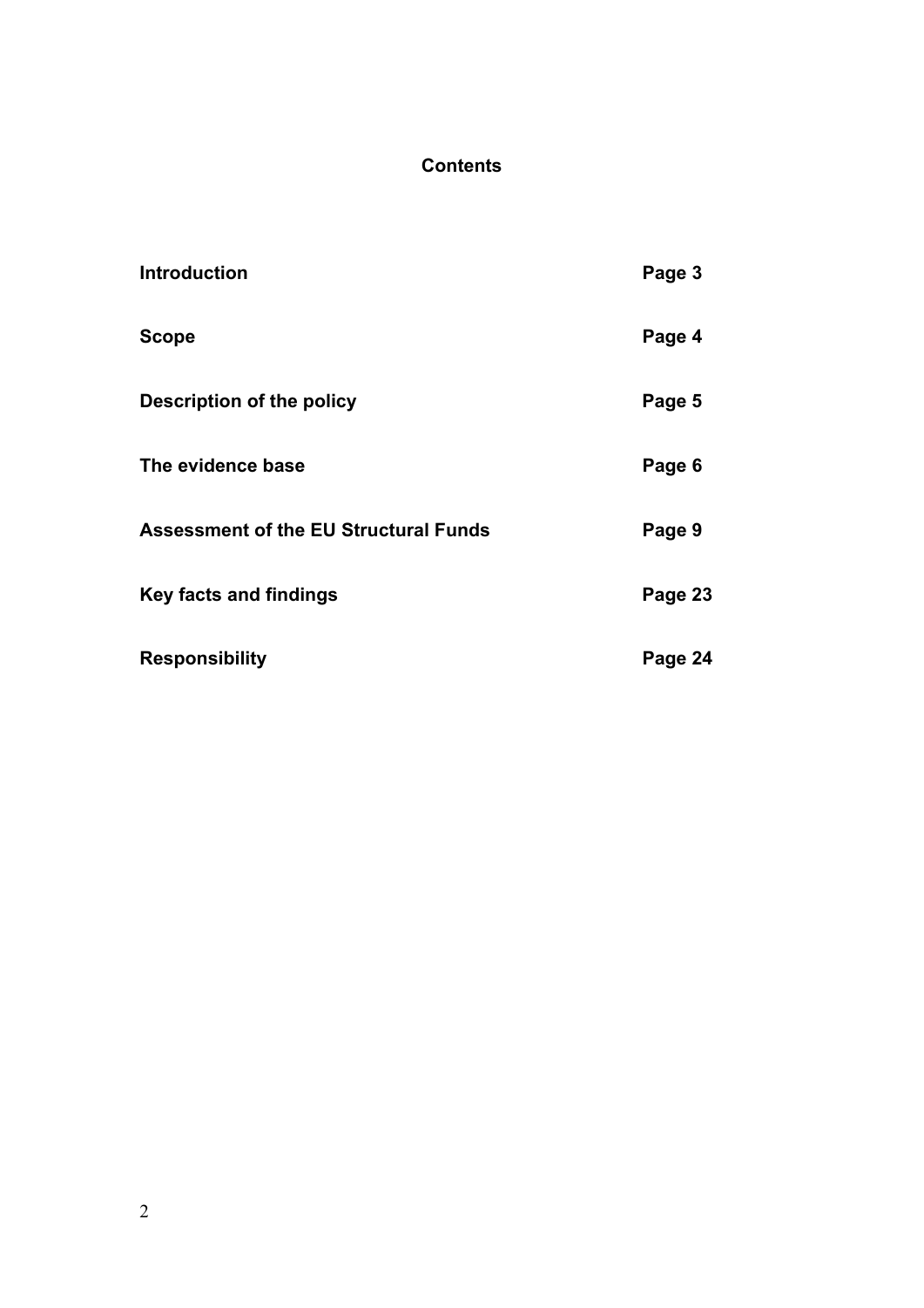# Contents

| | |
|---|---|
| **Introduction** | **Page 3** |
| **Scope** | **Page 4** |
| **Description of the policy** | **Page 5** |
| **The evidence base** | **Page 6** |
| **Assessment of the EU Structural Funds** | **Page 9** |
| **Key facts and findings** | **Page 23** |
| **Responsibility** | **Page 24** |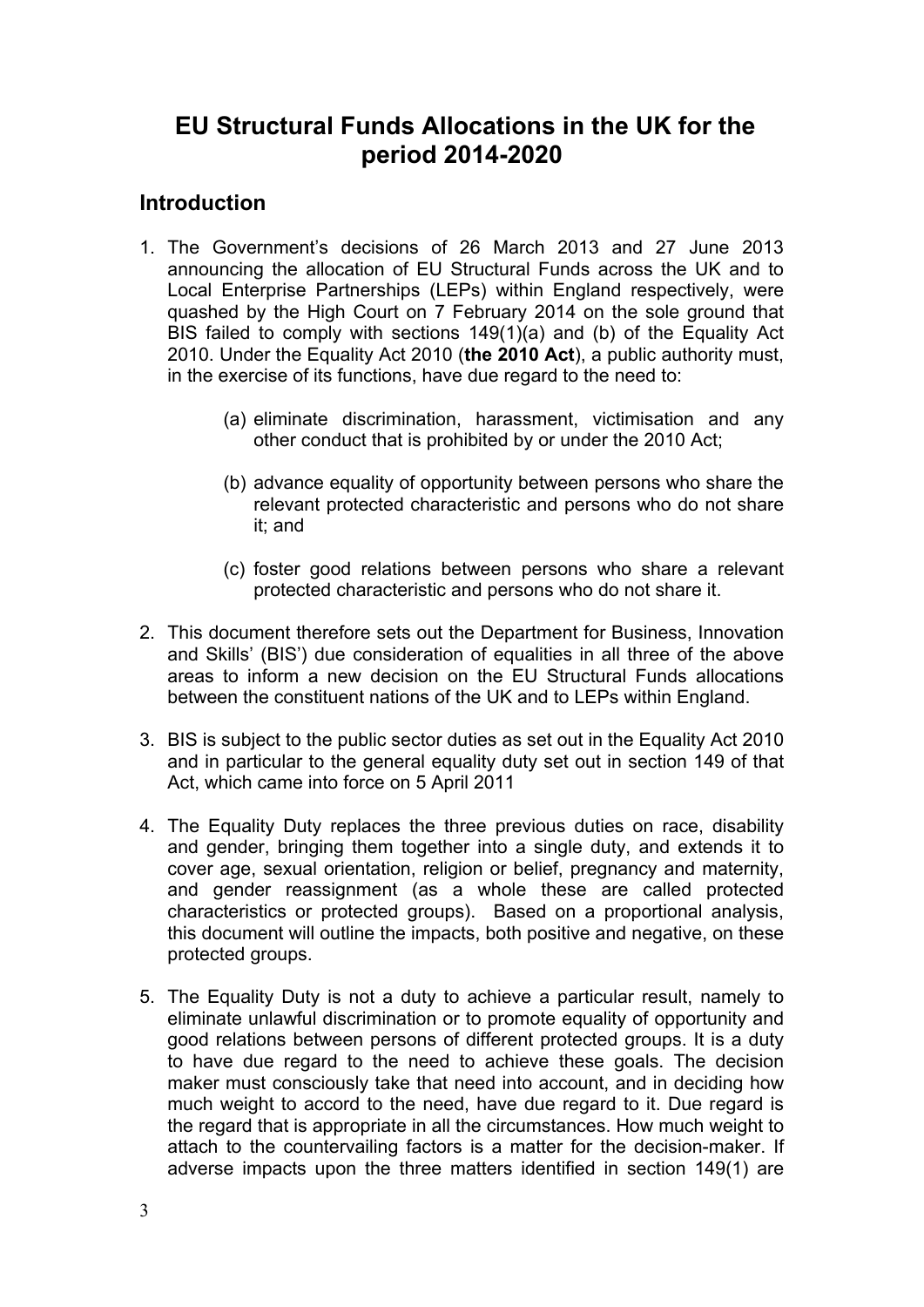# EU Structural Funds Allocations in the UK for the period 2014-2020

## Introduction

1. The Government's decisions of 26 March 2013 and 27 June 2013 announcing the allocation of EU Structural Funds across the UK and to Local Enterprise Partnerships (LEPs) within England respectively, were quashed by the High Court on 7 February 2014 on the sole ground that BIS failed to comply with sections 149(1)(a) and (b) of the Equality Act 2010. Under the Equality Act 2010 (**the 2010 Act**), a public authority must, in the exercise of its functions, have due regard to the need to:

   (a) eliminate discrimination, harassment, victimisation and any other conduct that is prohibited by or under the 2010 Act;

   (b) advance equality of opportunity between persons who share the relevant protected characteristic and persons who do not share it; and

   (c) foster good relations between persons who share a relevant protected characteristic and persons who do not share it.

2. This document therefore sets out the Department for Business, Innovation and Skills' (BIS') due consideration of equalities in all three of the above areas to inform a new decision on the EU Structural Funds allocations between the constituent nations of the UK and to LEPs within England.

3. BIS is subject to the public sector duties as set out in the Equality Act 2010 and in particular to the general equality duty set out in section 149 of that Act, which came into force on 5 April 2011

4. The Equality Duty replaces the three previous duties on race, disability and gender, bringing them together into a single duty, and extends it to cover age, sexual orientation, religion or belief, pregnancy and maternity, and gender reassignment (as a whole these are called protected characteristics or protected groups). Based on a proportional analysis, this document will outline the impacts, both positive and negative, on these protected groups.

5. The Equality Duty is not a duty to achieve a particular result, namely to eliminate unlawful discrimination or to promote equality of opportunity and good relations between persons of different protected groups. It is a duty to have due regard to the need to achieve these goals. The decision maker must consciously take that need into account, and in deciding how much weight to accord to the need, have due regard to it. Due regard is the regard that is appropriate in all the circumstances. How much weight to attach to the countervailing factors is a matter for the decision-maker. If adverse impacts upon the three matters identified in section 149(1) are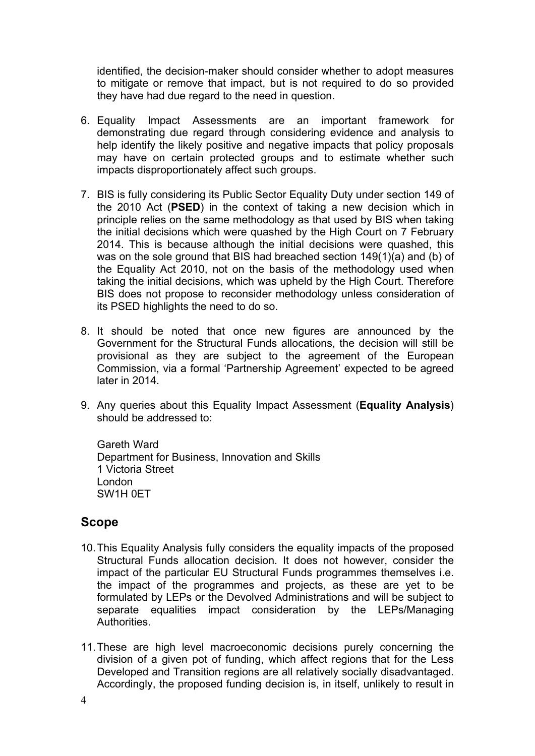identified, the decision-maker should consider whether to adopt measures to mitigate or remove that impact, but is not required to do so provided they have had due regard to the need in question.

6. Equality Impact Assessments are an important framework for demonstrating due regard through considering evidence and analysis to help identify the likely positive and negative impacts that policy proposals may have on certain protected groups and to estimate whether such impacts disproportionately affect such groups.

7. BIS is fully considering its Public Sector Equality Duty under section 149 of the 2010 Act (**PSED**) in the context of taking a new decision which in principle relies on the same methodology as that used by BIS when taking the initial decisions which were quashed by the High Court on 7 February 2014. This is because although the initial decisions were quashed, this was on the sole ground that BIS had breached section 149(1)(a) and (b) of the Equality Act 2010, not on the basis of the methodology used when taking the initial decisions, which was upheld by the High Court. Therefore BIS does not propose to reconsider methodology unless consideration of its PSED highlights the need to do so.

8. It should be noted that once new figures are announced by the Government for the Structural Funds allocations, the decision will still be provisional as they are subject to the agreement of the European Commission, via a formal 'Partnership Agreement' expected to be agreed later in 2014.

9. Any queries about this Equality Impact Assessment (**Equality Analysis**) should be addressed to:

   Gareth Ward
   Department for Business, Innovation and Skills
   1 Victoria Street
   London
   SW1H 0ET

## Scope

10. This Equality Analysis fully considers the equality impacts of the proposed Structural Funds allocation decision. It does not however, consider the impact of the particular EU Structural Funds programmes themselves i.e. the impact of the programmes and projects, as these are yet to be formulated by LEPs or the Devolved Administrations and will be subject to separate equalities impact consideration by the LEPs/Managing Authorities.

11. These are high level macroeconomic decisions purely concerning the division of a given pot of funding, which affect regions that for the Less Developed and Transition regions are all relatively socially disadvantaged. Accordingly, the proposed funding decision is, in itself, unlikely to result in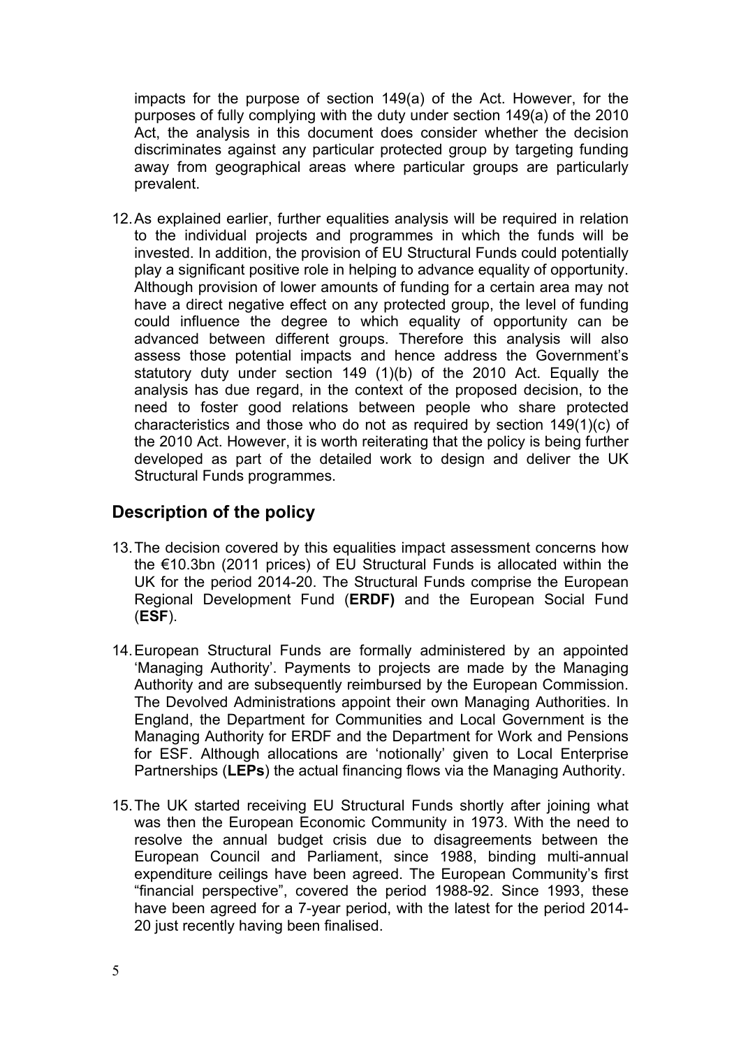impacts for the purpose of section 149(a) of the Act. However, for the purposes of fully complying with the duty under section 149(a) of the 2010 Act, the analysis in this document does consider whether the decision discriminates against any particular protected group by targeting funding away from geographical areas where particular groups are particularly prevalent.

12. As explained earlier, further equalities analysis will be required in relation to the individual projects and programmes in which the funds will be invested. In addition, the provision of EU Structural Funds could potentially play a significant positive role in helping to advance equality of opportunity. Although provision of lower amounts of funding for a certain area may not have a direct negative effect on any protected group, the level of funding could influence the degree to which equality of opportunity can be advanced between different groups. Therefore this analysis will also assess those potential impacts and hence address the Government's statutory duty under section 149 (1)(b) of the 2010 Act. Equally the analysis has due regard, in the context of the proposed decision, to the need to foster good relations between people who share protected characteristics and those who do not as required by section 149(1)(c) of the 2010 Act. However, it is worth reiterating that the policy is being further developed as part of the detailed work to design and deliver the UK Structural Funds programmes.

## Description of the policy

13. The decision covered by this equalities impact assessment concerns how the €10.3bn (2011 prices) of EU Structural Funds is allocated within the UK for the period 2014-20. The Structural Funds comprise the European Regional Development Fund (**ERDF)** and the European Social Fund (**ESF**).

14. European Structural Funds are formally administered by an appointed 'Managing Authority'. Payments to projects are made by the Managing Authority and are subsequently reimbursed by the European Commission. The Devolved Administrations appoint their own Managing Authorities. In England, the Department for Communities and Local Government is the Managing Authority for ERDF and the Department for Work and Pensions for ESF. Although allocations are 'notionally' given to Local Enterprise Partnerships (**LEPs**) the actual financing flows via the Managing Authority.

15. The UK started receiving EU Structural Funds shortly after joining what was then the European Economic Community in 1973. With the need to resolve the annual budget crisis due to disagreements between the European Council and Parliament, since 1988, binding multi-annual expenditure ceilings have been agreed. The European Community's first "financial perspective", covered the period 1988-92. Since 1993, these have been agreed for a 7-year period, with the latest for the period 2014-20 just recently having been finalised.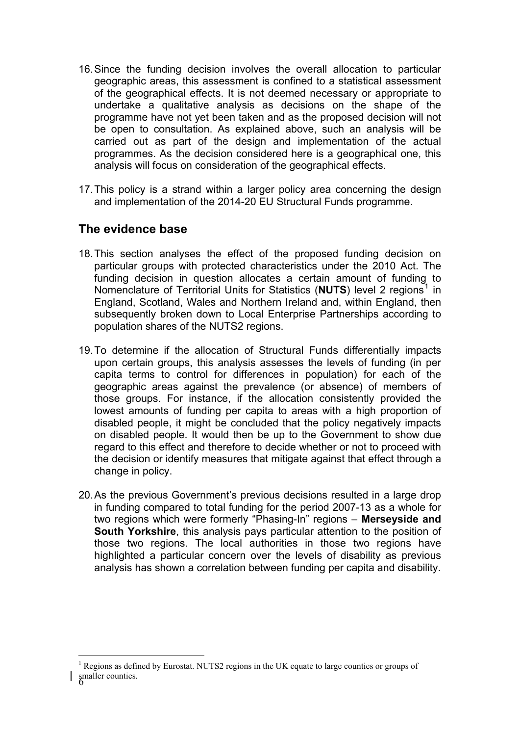16. Since the funding decision involves the overall allocation to particular geographic areas, this assessment is confined to a statistical assessment of the geographical effects. It is not deemed necessary or appropriate to undertake a qualitative analysis as decisions on the shape of the programme have not yet been taken and as the proposed decision will not be open to consultation. As explained above, such an analysis will be carried out as part of the design and implementation of the actual programmes. As the decision considered here is a geographical one, this analysis will focus on consideration of the geographical effects.

17. This policy is a strand within a larger policy area concerning the design and implementation of the 2014-20 EU Structural Funds programme.

## The evidence base

18. This section analyses the effect of the proposed funding decision on particular groups with protected characteristics under the 2010 Act. The funding decision in question allocates a certain amount of funding to Nomenclature of Territorial Units for Statistics (**NUTS**) level 2 regions[1] in England, Scotland, Wales and Northern Ireland and, within England, then subsequently broken down to Local Enterprise Partnerships according to population shares of the NUTS2 regions.

19. To determine if the allocation of Structural Funds differentially impacts upon certain groups, this analysis assesses the levels of funding (in per capita terms to control for differences in population) for each of the geographic areas against the prevalence (or absence) of members of those groups. For instance, if the allocation consistently provided the lowest amounts of funding per capita to areas with a high proportion of disabled people, it might be concluded that the policy negatively impacts on disabled people. It would then be up to the Government to show due regard to this effect and therefore to decide whether or not to proceed with the decision or identify measures that mitigate against that effect through a change in policy.

20. As the previous Government's previous decisions resulted in a large drop in funding compared to total funding for the period 2007-13 as a whole for two regions which were formerly "Phasing-In" regions – **Merseyside and South Yorkshire**, this analysis pays particular attention to the position of those two regions. The local authorities in those two regions have highlighted a particular concern over the levels of disability as previous analysis has shown a correlation between funding per capita and disability.

[1] Regions as defined by Eurostat. NUTS2 regions in the UK equate to large counties or groups of smaller counties.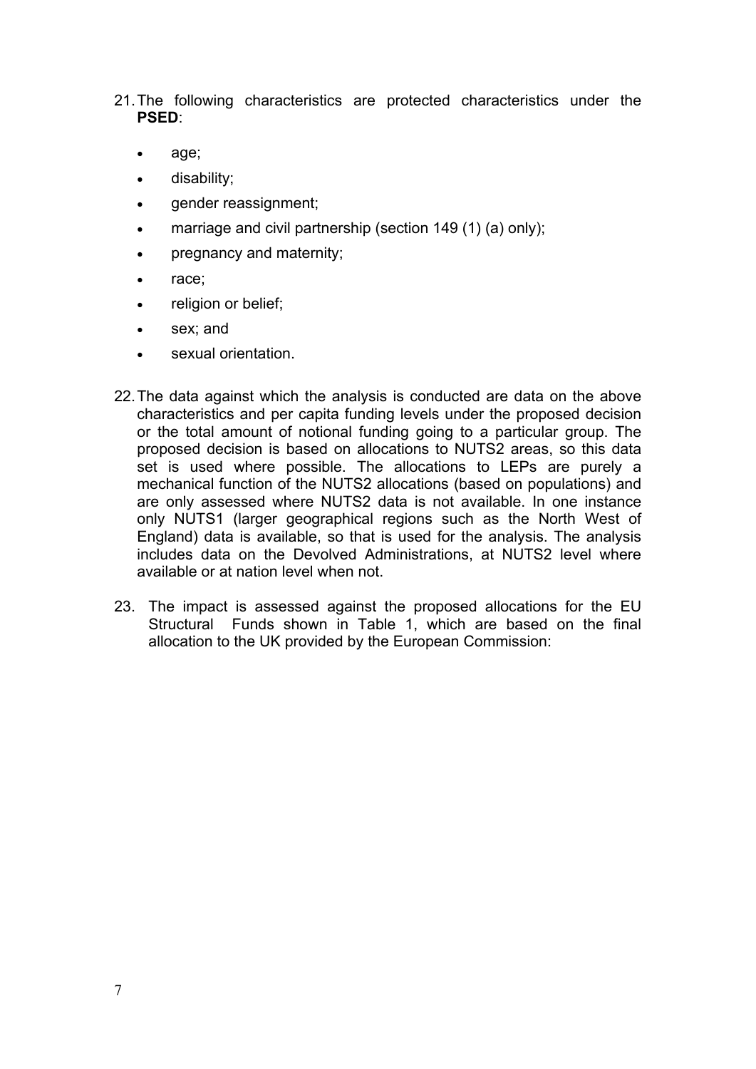21. The following characteristics are protected characteristics under the **PSED**:

    - age;
    - disability;
    - gender reassignment;
    - marriage and civil partnership (section 149 (1) (a) only);
    - pregnancy and maternity;
    - race;
    - religion or belief;
    - sex; and
    - sexual orientation.

22. The data against which the analysis is conducted are data on the above characteristics and per capita funding levels under the proposed decision or the total amount of notional funding going to a particular group. The proposed decision is based on allocations to NUTS2 areas, so this data set is used where possible. The allocations to LEPs are purely a mechanical function of the NUTS2 allocations (based on populations) and are only assessed where NUTS2 data is not available. In one instance only NUTS1 (larger geographical regions such as the North West of England) data is available, so that is used for the analysis. The analysis includes data on the Devolved Administrations, at NUTS2 level where available or at nation level when not.

23. The impact is assessed against the proposed allocations for the EU Structural Funds shown in Table 1, which are based on the final allocation to the UK provided by the European Commission: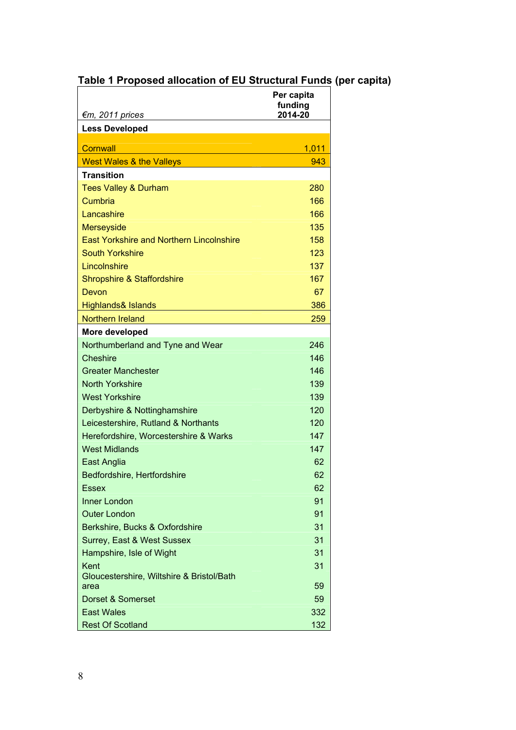**Table 1 Proposed allocation of EU Structural Funds (per capita)**

| *€m, 2011 prices* | Per capita funding 2014-20 |
|---|---|
| **Less Developed** | |
| Cornwall | 1,011 |
| West Wales & the Valleys | 943 |
| **Transition** | |
| Tees Valley & Durham | 280 |
| Cumbria | 166 |
| Lancashire | 166 |
| Merseyside | 135 |
| East Yorkshire and Northern Lincolnshire | 158 |
| South Yorkshire | 123 |
| Lincolnshire | 137 |
| Shropshire & Staffordshire | 167 |
| Devon | 67 |
| Highlands& Islands | 386 |
| Northern Ireland | 259 |
| **More developed** | |
| Northumberland and Tyne and Wear | 246 |
| Cheshire | 146 |
| Greater Manchester | 146 |
| North Yorkshire | 139 |
| West Yorkshire | 139 |
| Derbyshire & Nottinghamshire | 120 |
| Leicestershire, Rutland & Northants | 120 |
| Herefordshire, Worcestershire & Warks | 147 |
| West Midlands | 147 |
| East Anglia | 62 |
| Bedfordshire, Hertfordshire | 62 |
| Essex | 62 |
| Inner London | 91 |
| Outer London | 91 |
| Berkshire, Bucks & Oxfordshire | 31 |
| Surrey, East & West Sussex | 31 |
| Hampshire, Isle of Wight | 31 |
| Kent | 31 |
| Gloucestershire, Wiltshire & Bristol/Bath area | 59 |
| Dorset & Somerset | 59 |
| East Wales | 332 |
| Rest Of Scotland | 132 |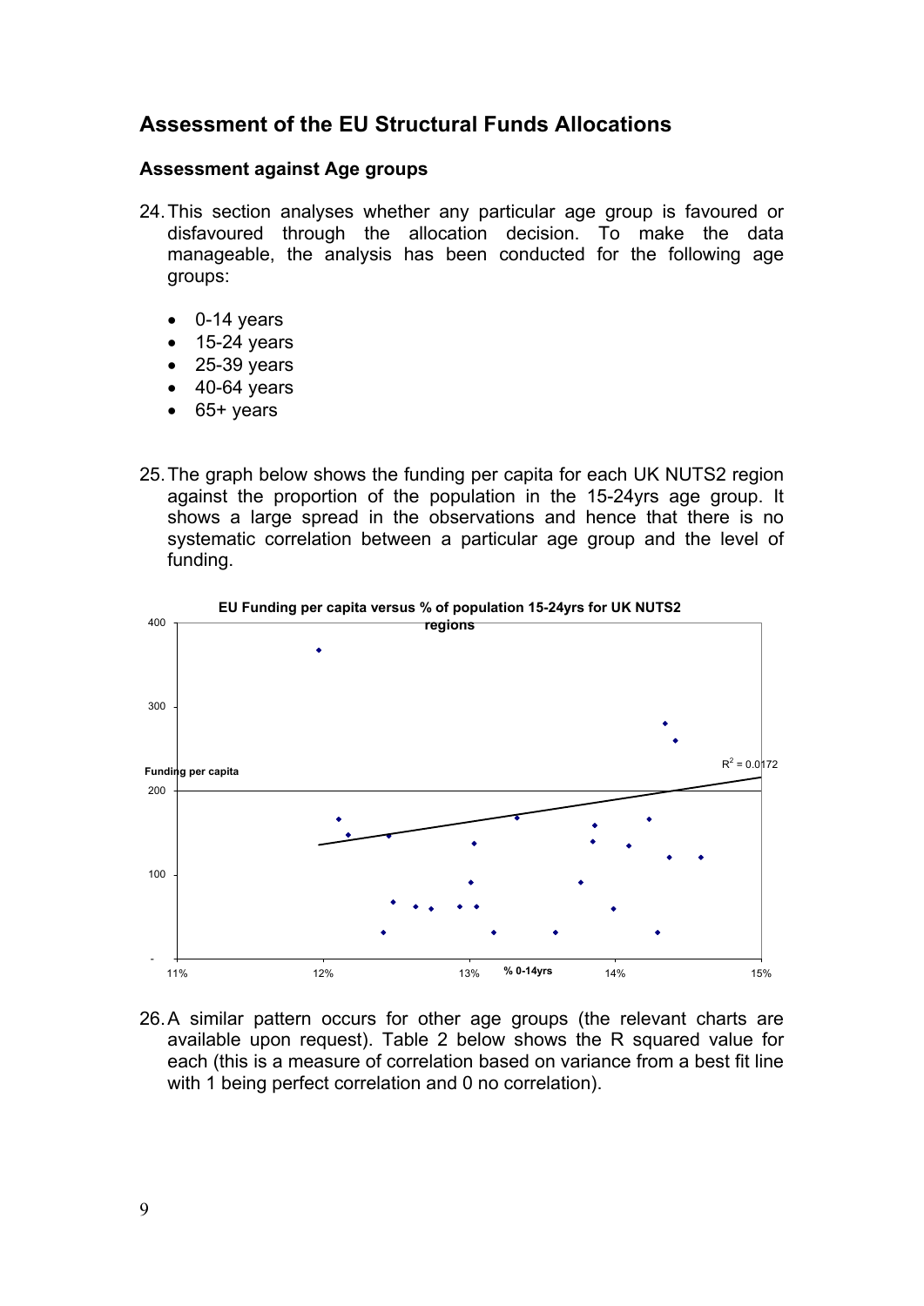## Assessment of the EU Structural Funds Allocations

### Assessment against Age groups

24. This section analyses whether any particular age group is favoured or disfavoured through the allocation decision. To make the data manageable, the analysis has been conducted for the following age groups:

    - 0-14 years
    - 15-24 years
    - 25-39 years
    - 40-64 years
    - 65+ years

25. The graph below shows the funding per capita for each UK NUTS2 region against the proportion of the population in the 15-24yrs age group. It shows a large spread in the observations and hence that there is no systematic correlation between a particular age group and the level of funding.

**EU Funding per capita versus % of population 15-24yrs for UK NUTS2 regions**

Funding per capita

$R^2 = 0.0172$

% 0-14yrs

26. A similar pattern occurs for other age groups (the relevant charts are available upon request). Table 2 below shows the R squared value for each (this is a measure of correlation based on variance from a best fit line with 1 being perfect correlation and 0 no correlation).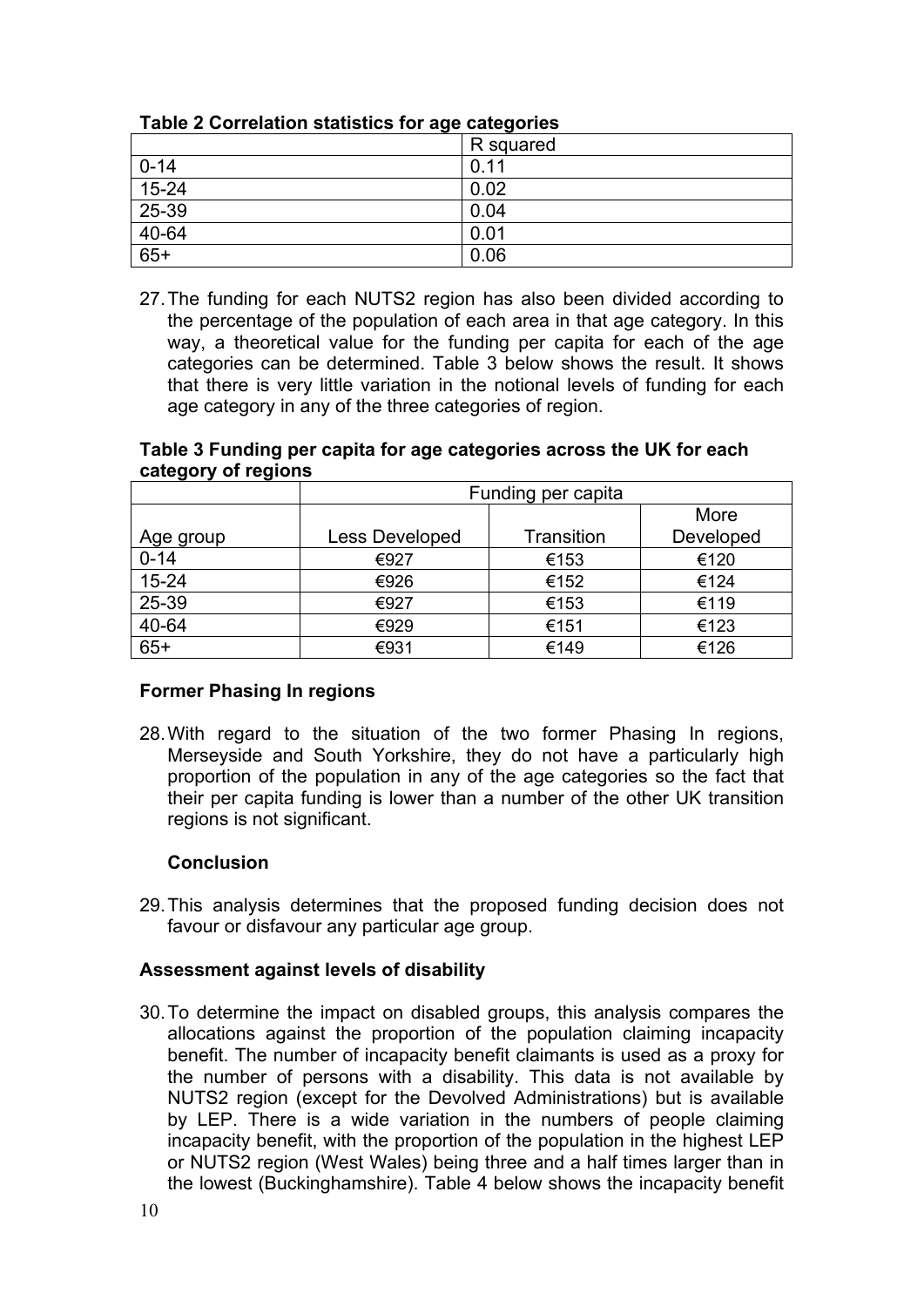**Table 2 Correlation statistics for age categories**

| | R squared |
|---|---|
| 0-14 | 0.11 |
| 15-24 | 0.02 |
| 25-39 | 0.04 |
| 40-64 | 0.01 |
| 65+ | 0.06 |

27. The funding for each NUTS2 region has also been divided according to the percentage of the population of each area in that age category. In this way, a theoretical value for the funding per capita for each of the age categories can be determined. Table 3 below shows the result. It shows that there is very little variation in the notional levels of funding for each age category in any of the three categories of region.

**Table 3 Funding per capita for age categories across the UK for each category of regions**

| | Funding per capita | | |
|---|---|---|---|
| Age group | Less Developed | Transition | More Developed |
| 0-14 | €927 | €153 | €120 |
| 15-24 | €926 | €152 | €124 |
| 25-39 | €927 | €153 | €119 |
| 40-64 | €929 | €151 | €123 |
| 65+ | €931 | €149 | €126 |

**Former Phasing In regions**

28. With regard to the situation of the two former Phasing In regions, Merseyside and South Yorkshire, they do not have a particularly high proportion of the population in any of the age categories so the fact that their per capita funding is lower than a number of the other UK transition regions is not significant.

**Conclusion**

29. This analysis determines that the proposed funding decision does not favour or disfavour any particular age group.

**Assessment against levels of disability**

30. To determine the impact on disabled groups, this analysis compares the allocations against the proportion of the population claiming incapacity benefit. The number of incapacity benefit claimants is used as a proxy for the number of persons with a disability. This data is not available by NUTS2 region (except for the Devolved Administrations) but is available by LEP. There is a wide variation in the numbers of people claiming incapacity benefit, with the proportion of the population in the highest LEP or NUTS2 region (West Wales) being three and a half times larger than in the lowest (Buckinghamshire). Table 4 below shows the incapacity benefit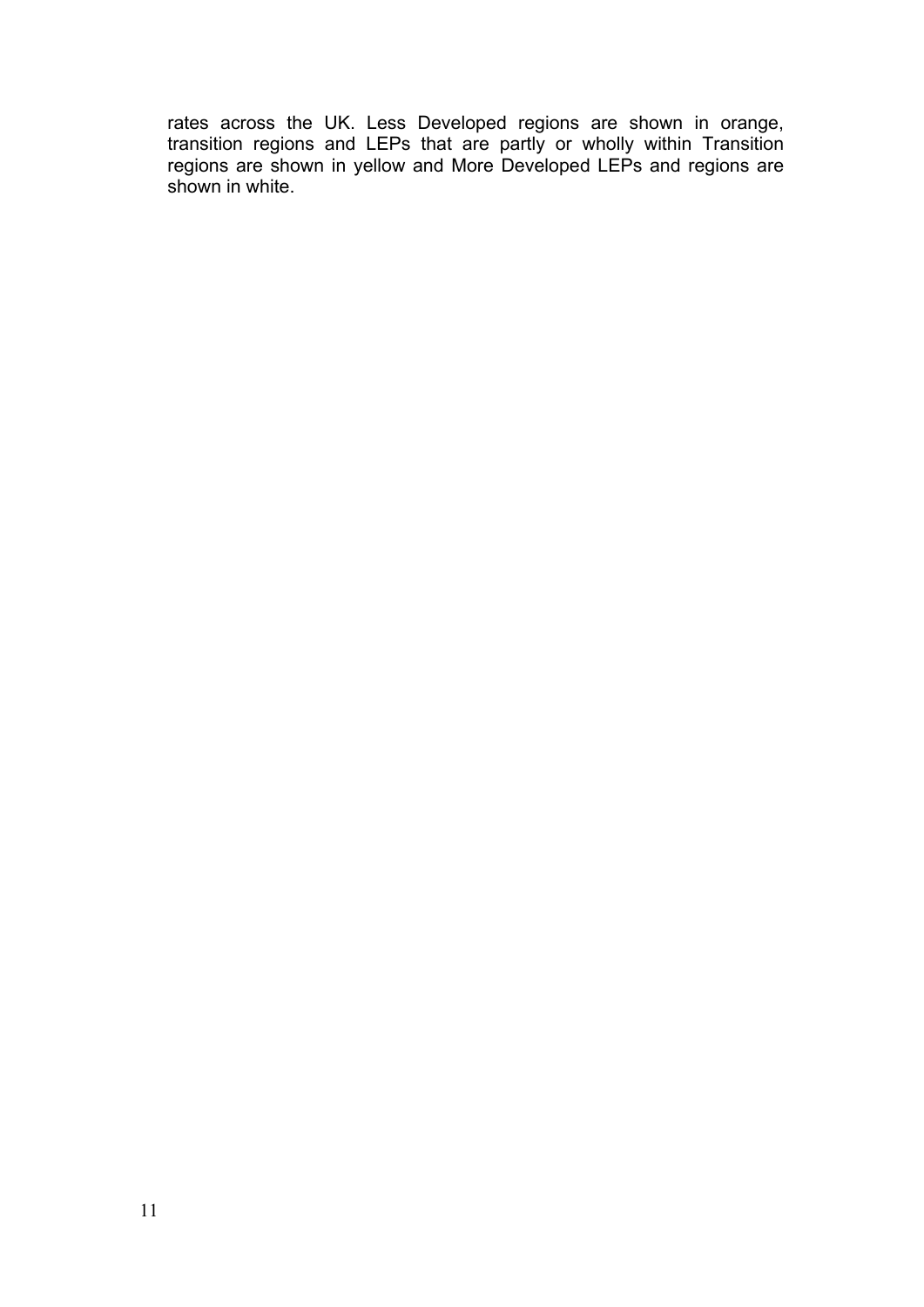rates across the UK. Less Developed regions are shown in orange, transition regions and LEPs that are partly or wholly within Transition regions are shown in yellow and More Developed LEPs and regions are shown in white.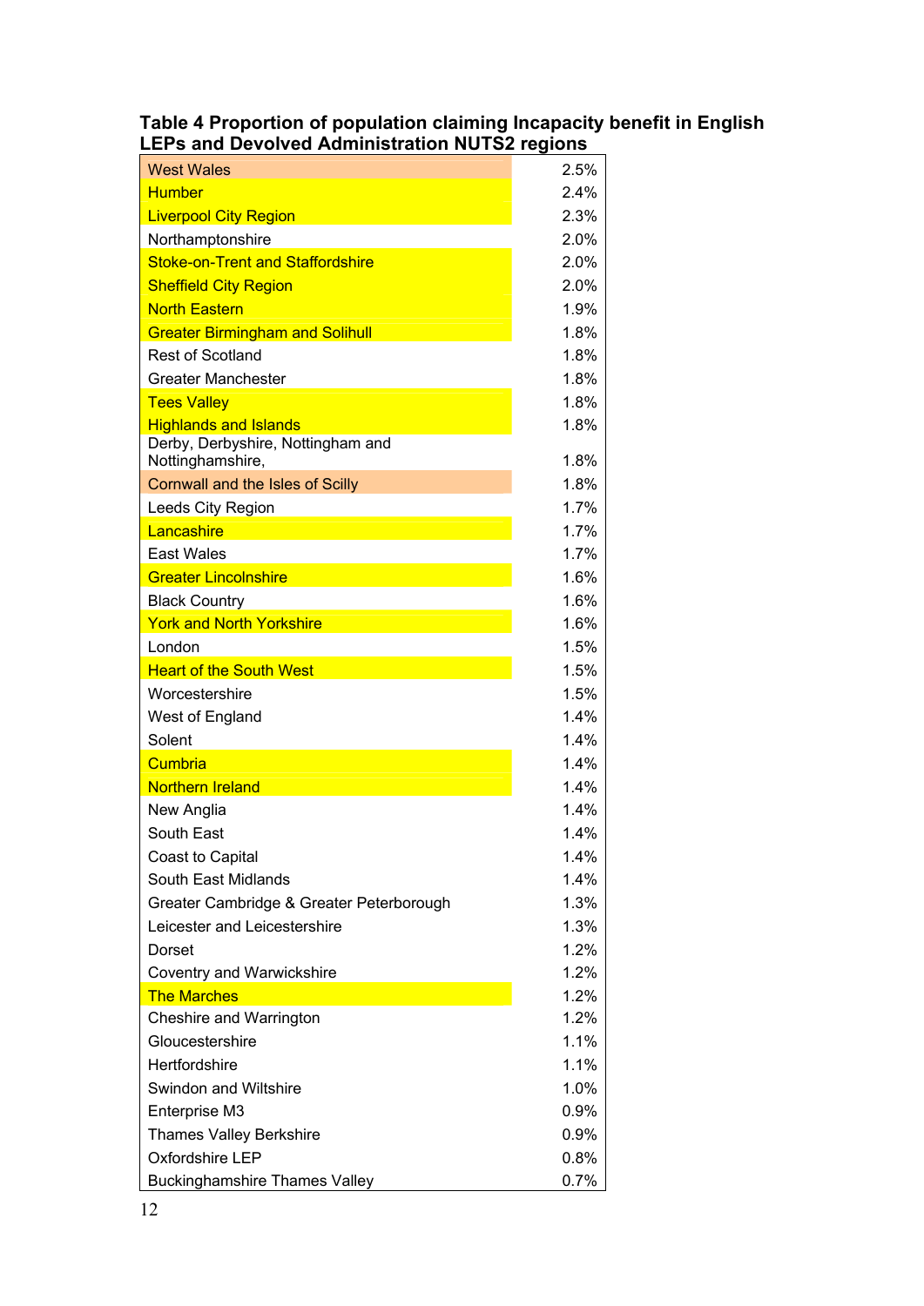**Table 4 Proportion of population claiming Incapacity benefit in English LEPs and Devolved Administration NUTS2 regions**

| Region | Proportion |
|---|---|
| West Wales | 2.5% |
| Humber | 2.4% |
| Liverpool City Region | 2.3% |
| Northamptonshire | 2.0% |
| Stoke-on-Trent and Staffordshire | 2.0% |
| Sheffield City Region | 2.0% |
| North Eastern | 1.9% |
| Greater Birmingham and Solihull | 1.8% |
| Rest of Scotland | 1.8% |
| Greater Manchester | 1.8% |
| Tees Valley | 1.8% |
| Highlands and Islands | 1.8% |
| Derby, Derbyshire, Nottingham and Nottinghamshire, | 1.8% |
| Cornwall and the Isles of Scilly | 1.8% |
| Leeds City Region | 1.7% |
| Lancashire | 1.7% |
| East Wales | 1.7% |
| Greater Lincolnshire | 1.6% |
| Black Country | 1.6% |
| York and North Yorkshire | 1.6% |
| London | 1.5% |
| Heart of the South West | 1.5% |
| Worcestershire | 1.5% |
| West of England | 1.4% |
| Solent | 1.4% |
| Cumbria | 1.4% |
| Northern Ireland | 1.4% |
| New Anglia | 1.4% |
| South East | 1.4% |
| Coast to Capital | 1.4% |
| South East Midlands | 1.4% |
| Greater Cambridge & Greater Peterborough | 1.3% |
| Leicester and Leicestershire | 1.3% |
| Dorset | 1.2% |
| Coventry and Warwickshire | 1.2% |
| The Marches | 1.2% |
| Cheshire and Warrington | 1.2% |
| Gloucestershire | 1.1% |
| Hertfordshire | 1.1% |
| Swindon and Wiltshire | 1.0% |
| Enterprise M3 | 0.9% |
| Thames Valley Berkshire | 0.9% |
| Oxfordshire LEP | 0.8% |
| Buckinghamshire Thames Valley | 0.7% |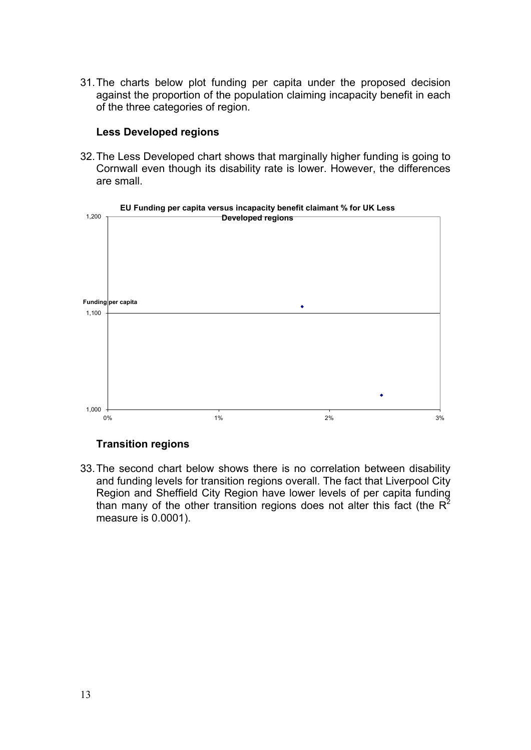31. The charts below plot funding per capita under the proposed decision against the proportion of the population claiming incapacity benefit in each of the three categories of region.

### Less Developed regions

32. The Less Developed chart shows that marginally higher funding is going to Cornwall even though its disability rate is lower. However, the differences are small.

**EU Funding per capita versus incapacity benefit claimant % for UK Less Developed regions**

Funding per capita

1,200

1,100

1,000

0% 1% 2% 3%

### Transition regions

33. The second chart below shows there is no correlation between disability and funding levels for transition regions overall. The fact that Liverpool City Region and Sheffield City Region have lower levels of per capita funding than many of the other transition regions does not alter this fact (the $R^2$ measure is 0.0001).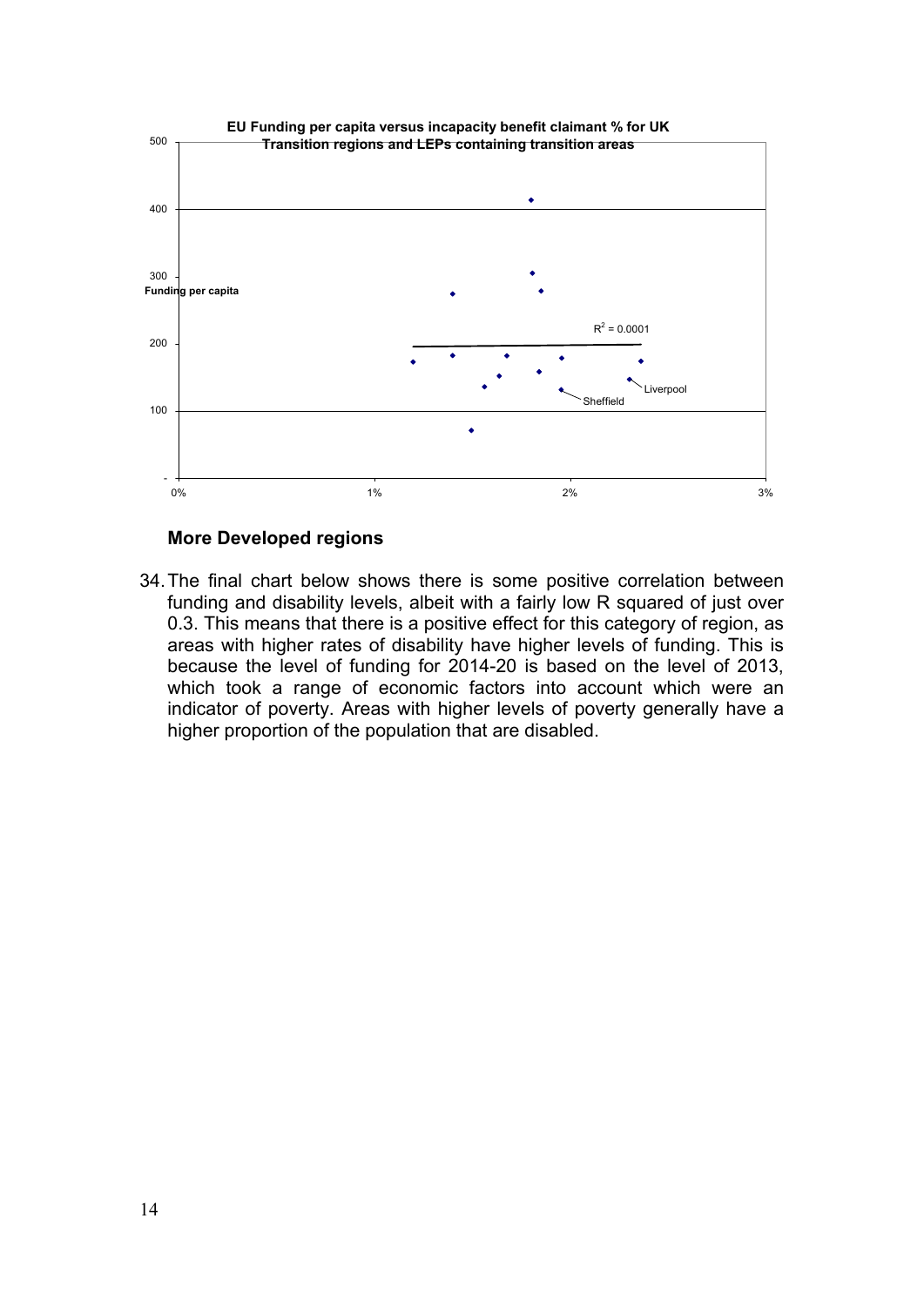**EU Funding per capita versus incapacity benefit claimant % for UK Transition regions and LEPs containing transition areas**

## More Developed regions

34. The final chart below shows there is some positive correlation between funding and disability levels, albeit with a fairly low R squared of just over 0.3. This means that there is a positive effect for this category of region, as areas with higher rates of disability have higher levels of funding. This is because the level of funding for 2014-20 is based on the level of 2013, which took a range of economic factors into account which were an indicator of poverty. Areas with higher levels of poverty generally have a higher proportion of the population that are disabled.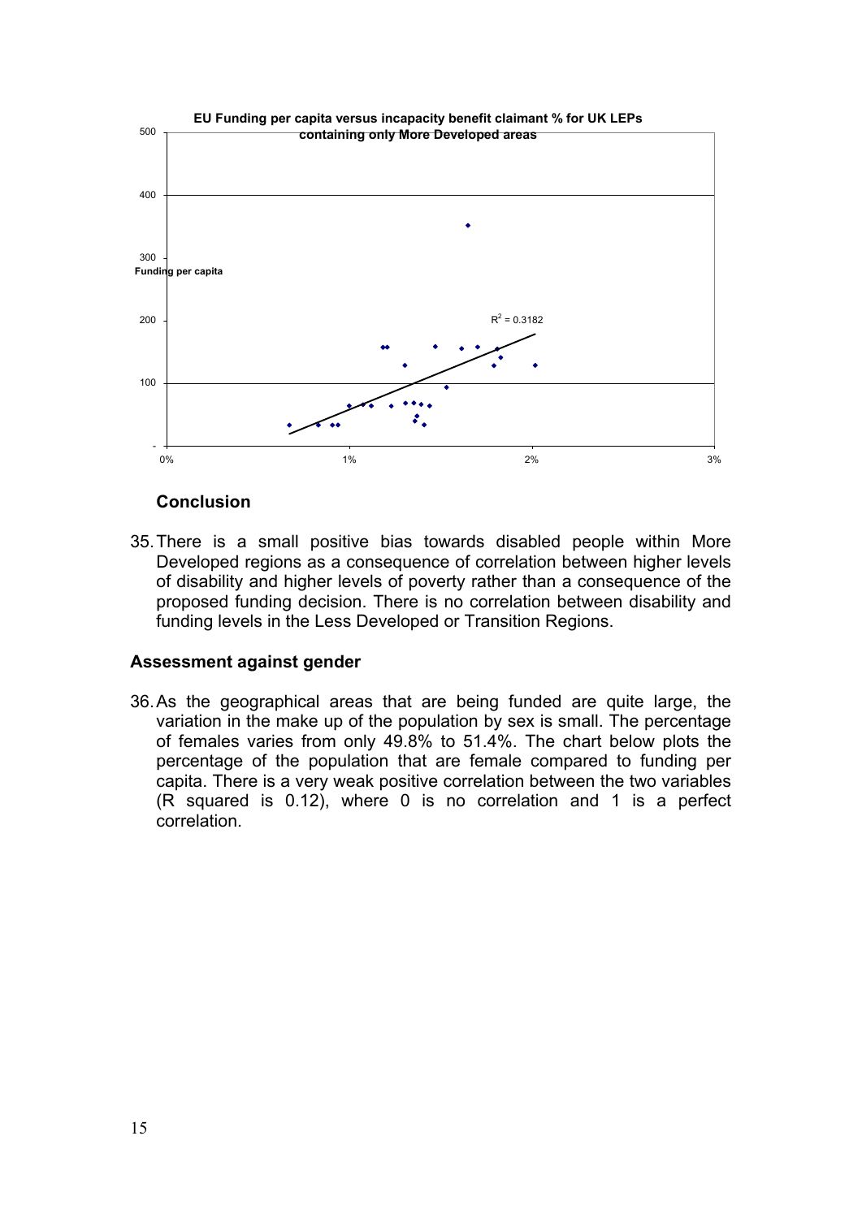**EU Funding per capita versus incapacity benefit claimant % for UK LEPs containing only More Developed areas**

Funding per capita

$R^2 = 0.3182$

### Conclusion

35. There is a small positive bias towards disabled people within More Developed regions as a consequence of correlation between higher levels of disability and higher levels of poverty rather than a consequence of the proposed funding decision. There is no correlation between disability and funding levels in the Less Developed or Transition Regions.

### Assessment against gender

36. As the geographical areas that are being funded are quite large, the variation in the make up of the population by sex is small. The percentage of females varies from only 49.8% to 51.4%. The chart below plots the percentage of the population that are female compared to funding per capita. There is a very weak positive correlation between the two variables (R squared is 0.12), where 0 is no correlation and 1 is a perfect correlation.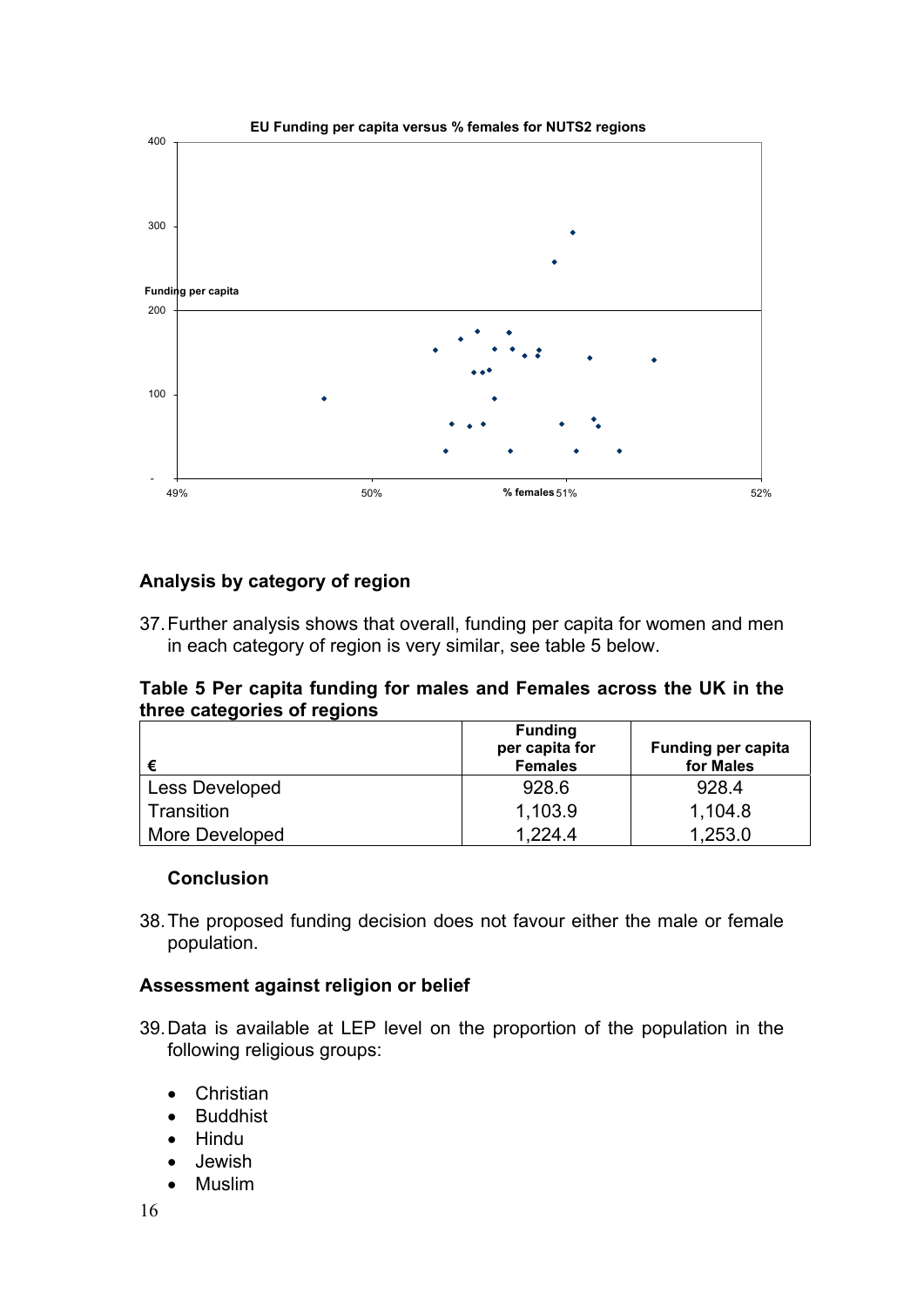**EU Funding per capita versus % females for NUTS2 regions**

### Analysis by category of region

37. Further analysis shows that overall, funding per capita for women and men in each category of region is very similar, see table 5 below.

**Table 5 Per capita funding for males and Females across the UK in the three categories of regions**

| € | Funding per capita for Females | Funding per capita for Males |
|---|---|---|
| Less Developed | 928.6 | 928.4 |
| Transition | 1,103.9 | 1,104.8 |
| More Developed | 1,224.4 | 1,253.0 |

### Conclusion

38. The proposed funding decision does not favour either the male or female population.

### Assessment against religion or belief

39. Data is available at LEP level on the proportion of the population in the following religious groups:

- Christian
- Buddhist
- Hindu
- Jewish
- Muslim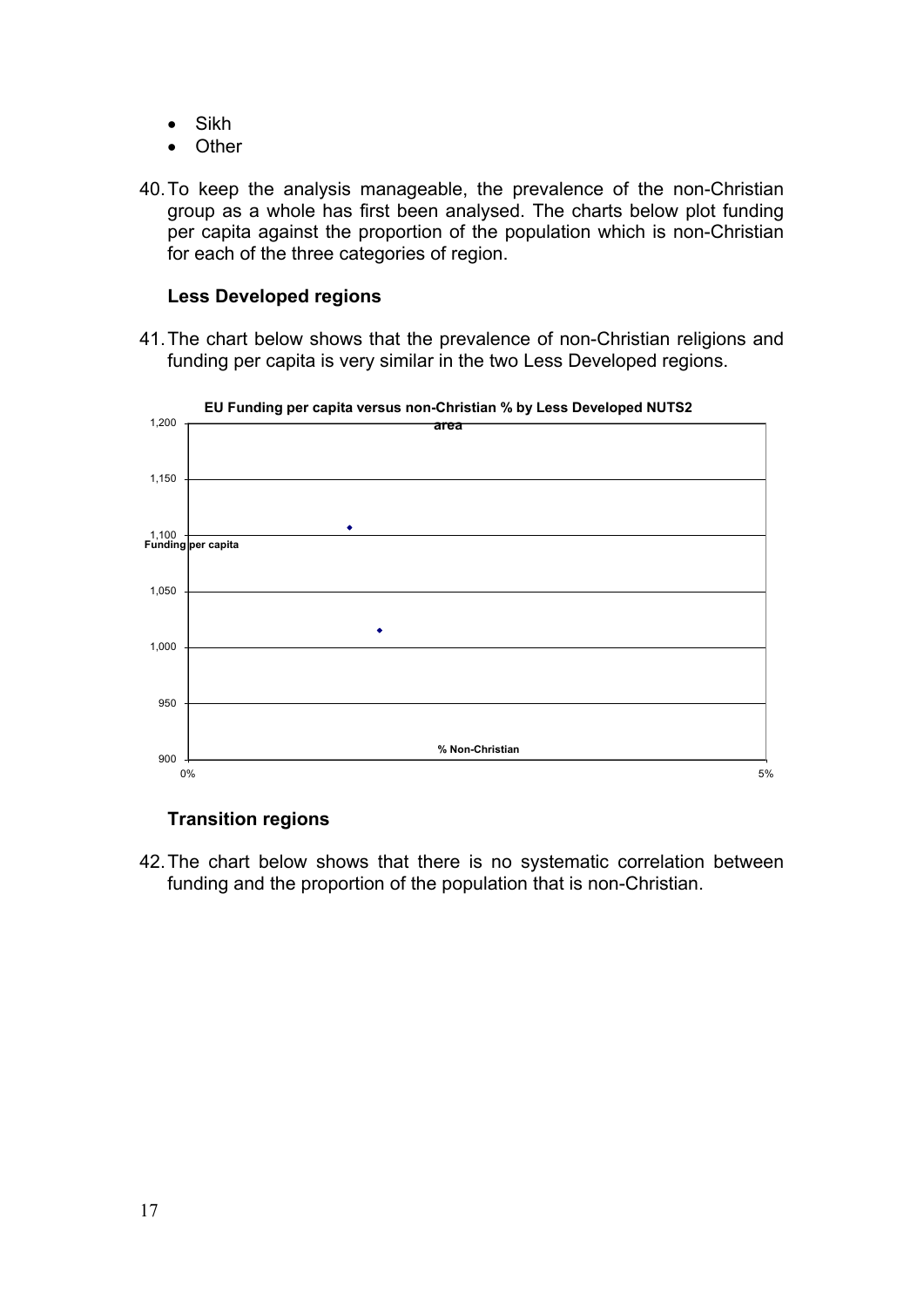- Sikh
- Other

40. To keep the analysis manageable, the prevalence of the non-Christian group as a whole has first been analysed. The charts below plot funding per capita against the proportion of the population which is non-Christian for each of the three categories of region.

**Less Developed regions**

41. The chart below shows that the prevalence of non-Christian religions and funding per capita is very similar in the two Less Developed regions.

**EU Funding per capita versus non-Christian % by Less Developed NUTS2 area**

**Transition regions**

42. The chart below shows that there is no systematic correlation between funding and the proportion of the population that is non-Christian.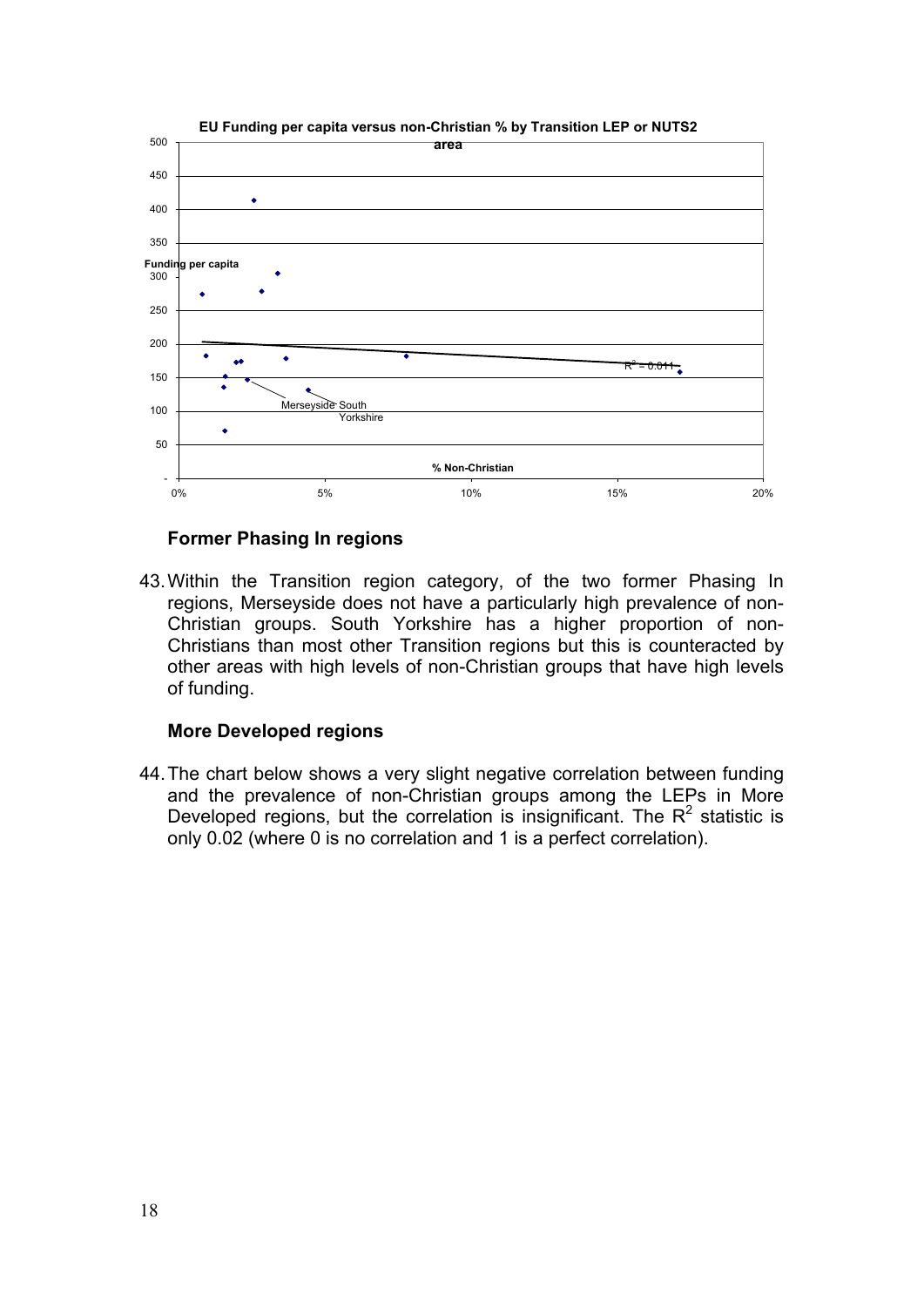EU Funding per capita versus non-Christian % by Transition LEP or NUTS2 area

## Former Phasing In regions

43. Within the Transition region category, of the two former Phasing In regions, Merseyside does not have a particularly high prevalence of non-Christian groups. South Yorkshire has a higher proportion of non-Christians than most other Transition regions but this is counteracted by other areas with high levels of non-Christian groups that have high levels of funding.

## More Developed regions

44. The chart below shows a very slight negative correlation between funding and the prevalence of non-Christian groups among the LEPs in More Developed regions, but the correlation is insignificant. The $R^2$ statistic is only 0.02 (where 0 is no correlation and 1 is a perfect correlation).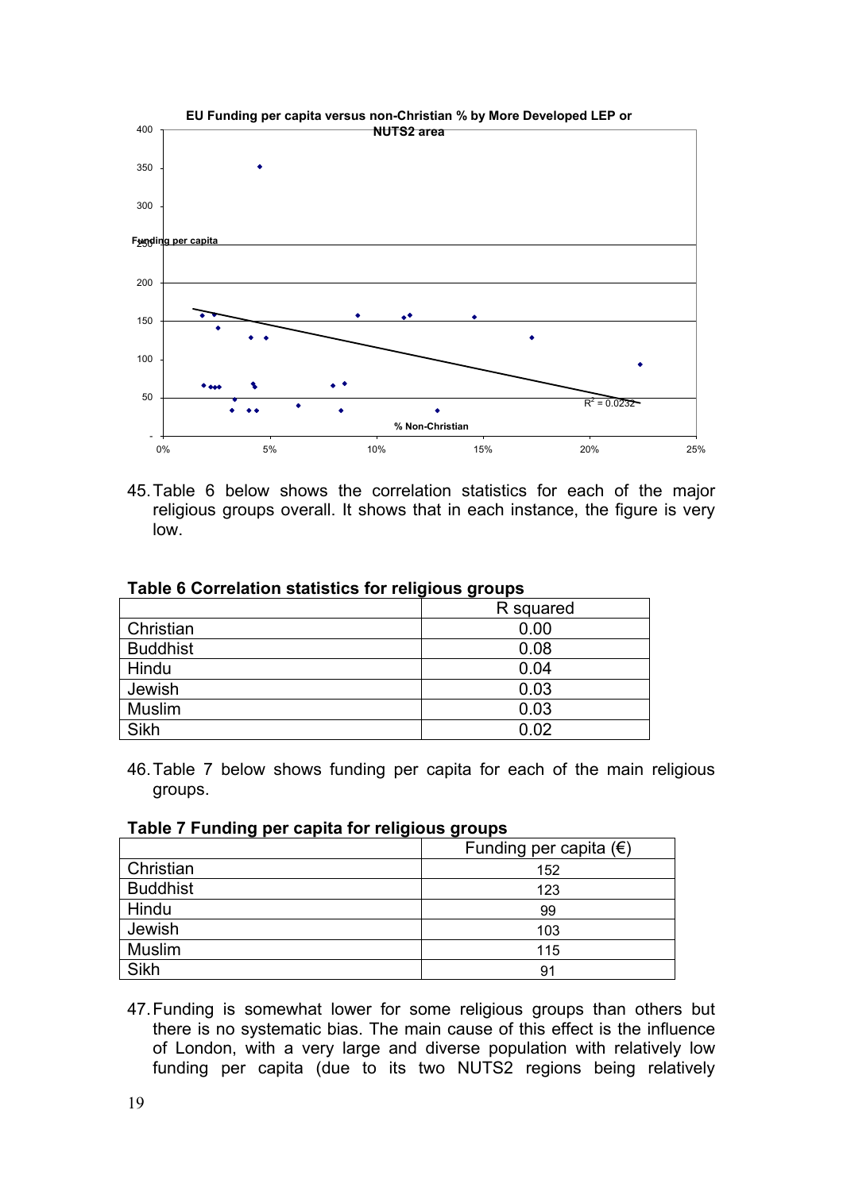**EU Funding per capita versus non-Christian % by More Developed LEP or NUTS2 area**

45. Table 6 below shows the correlation statistics for each of the major religious groups overall. It shows that in each instance, the figure is very low.

**Table 6 Correlation statistics for religious groups**

| | R squared |
|---|---|
| Christian | 0.00 |
| Buddhist | 0.08 |
| Hindu | 0.04 |
| Jewish | 0.03 |
| Muslim | 0.03 |
| Sikh | 0.02 |

46. Table 7 below shows funding per capita for each of the main religious groups.

**Table 7 Funding per capita for religious groups**

| | Funding per capita (€) |
|---|---|
| Christian | 152 |
| Buddhist | 123 |
| Hindu | 99 |
| Jewish | 103 |
| Muslim | 115 |
| Sikh | 91 |

47. Funding is somewhat lower for some religious groups than others but there is no systematic bias. The main cause of this effect is the influence of London, with a very large and diverse population with relatively low funding per capita (due to its two NUTS2 regions being relatively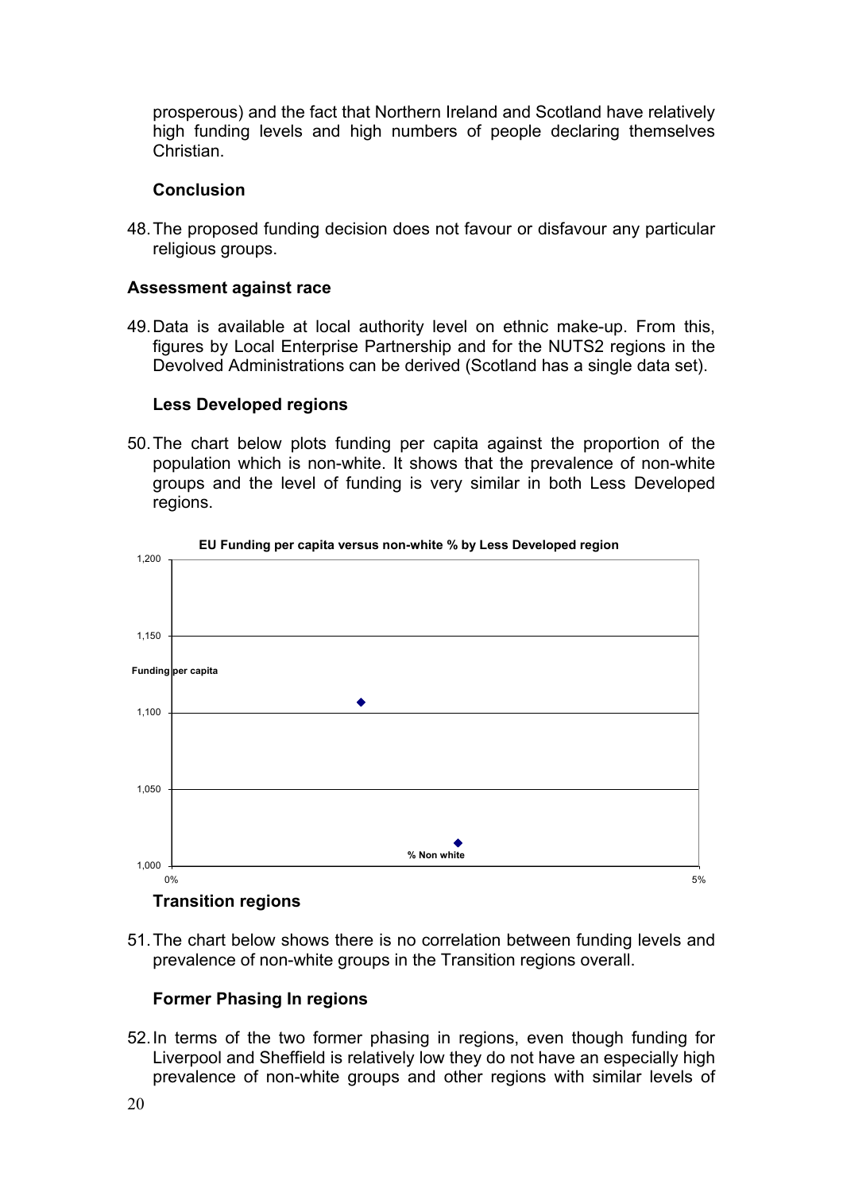prosperous) and the fact that Northern Ireland and Scotland have relatively high funding levels and high numbers of people declaring themselves Christian.

### Conclusion

48. The proposed funding decision does not favour or disfavour any particular religious groups.

## Assessment against race

49. Data is available at local authority level on ethnic make-up. From this, figures by Local Enterprise Partnership and for the NUTS2 regions in the Devolved Administrations can be derived (Scotland has a single data set).

### Less Developed regions

50. The chart below plots funding per capita against the proportion of the population which is non-white. It shows that the prevalence of non-white groups and the level of funding is very similar in both Less Developed regions.

**EU Funding per capita versus non-white % by Less Developed region**

Funding per capita

1,200
1,150
1,100
1,050
1,000

0% % Non white 5%

### Transition regions

51. The chart below shows there is no correlation between funding levels and prevalence of non-white groups in the Transition regions overall.

### Former Phasing In regions

52. In terms of the two former phasing in regions, even though funding for Liverpool and Sheffield is relatively low they do not have an especially high prevalence of non-white groups and other regions with similar levels of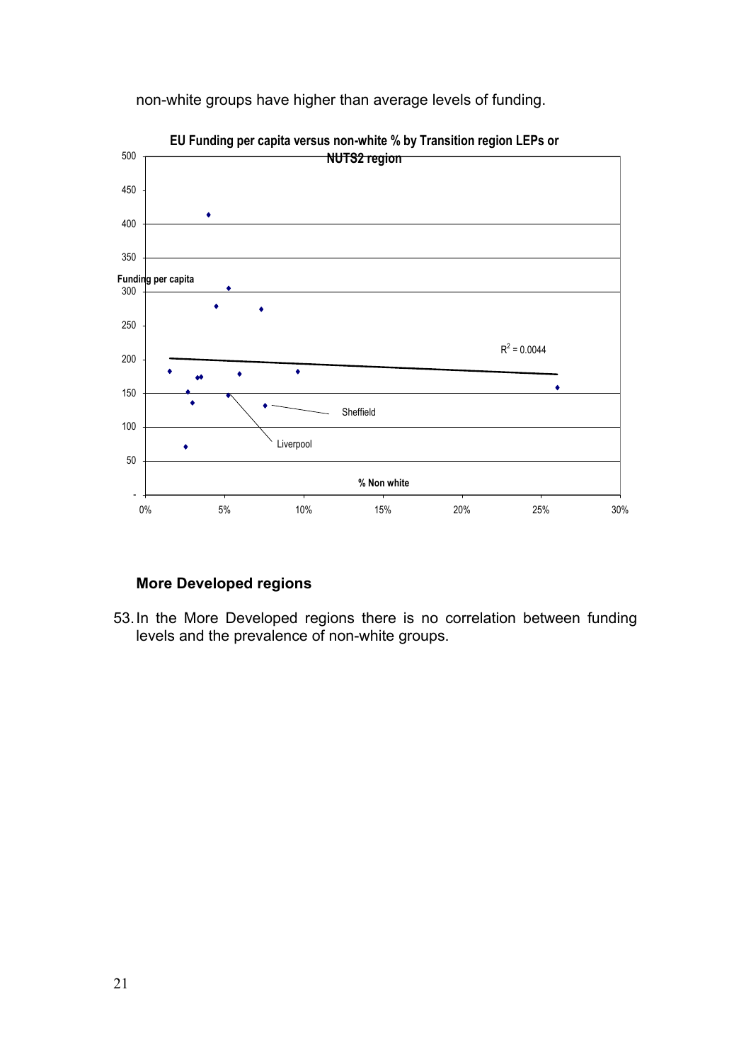non-white groups have higher than average levels of funding.

**EU Funding per capita versus non-white % by Transition region LEPs or NUTS2 region**

### More Developed regions

53. In the More Developed regions there is no correlation between funding levels and the prevalence of non-white groups.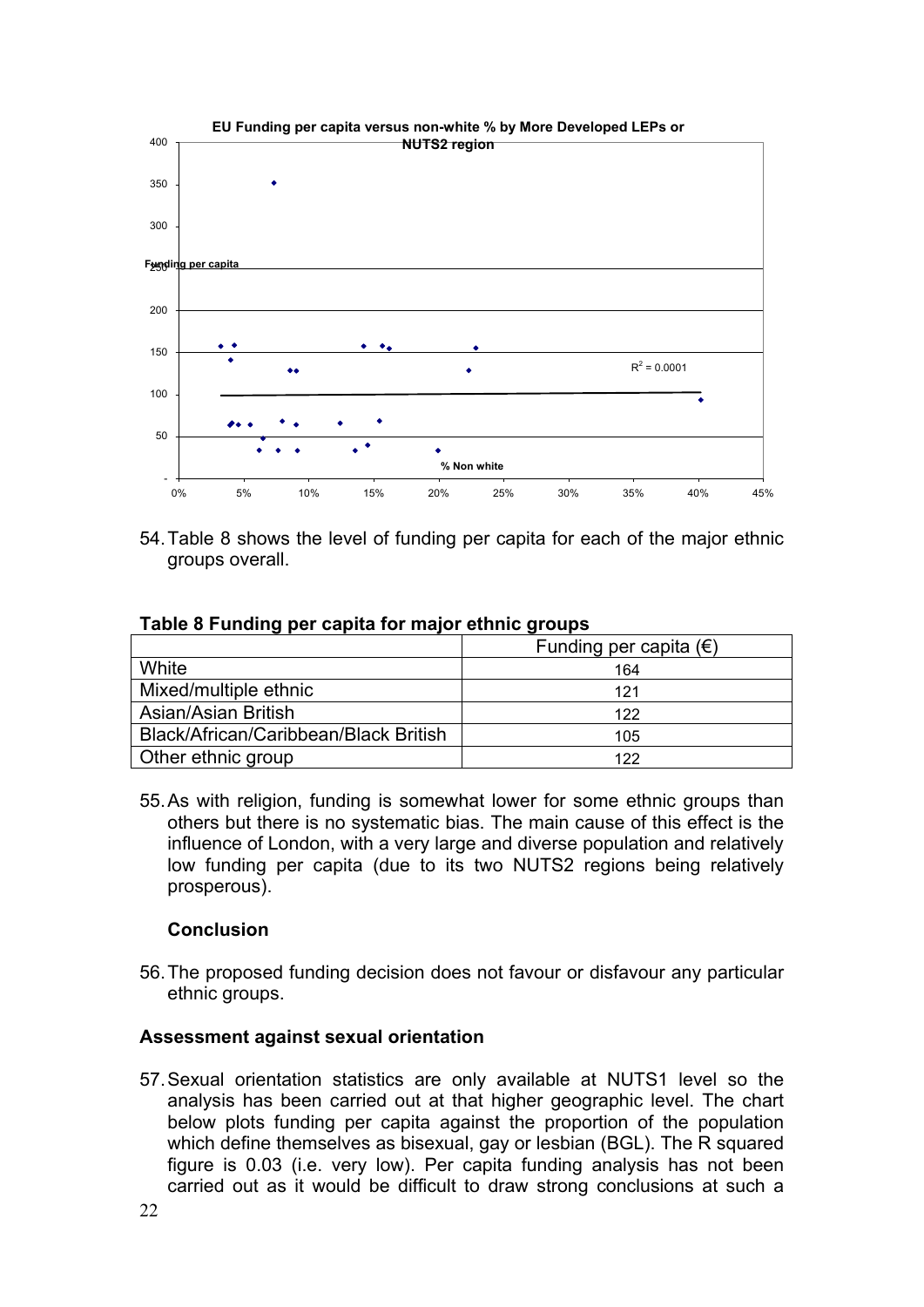**EU Funding per capita versus non-white % by More Developed LEPs or NUTS2 region**

54. Table 8 shows the level of funding per capita for each of the major ethnic groups overall.

**Table 8 Funding per capita for major ethnic groups**

| | Funding per capita (€) |
|---|---|
| White | 164 |
| Mixed/multiple ethnic | 121 |
| Asian/Asian British | 122 |
| Black/African/Caribbean/Black British | 105 |
| Other ethnic group | 122 |

55. As with religion, funding is somewhat lower for some ethnic groups than others but there is no systematic bias. The main cause of this effect is the influence of London, with a very large and diverse population and relatively low funding per capita (due to its two NUTS2 regions being relatively prosperous).

**Conclusion**

56. The proposed funding decision does not favour or disfavour any particular ethnic groups.

### Assessment against sexual orientation

57. Sexual orientation statistics are only available at NUTS1 level so the analysis has been carried out at that higher geographic level. The chart below plots funding per capita against the proportion of the population which define themselves as bisexual, gay or lesbian (BGL). The R squared figure is 0.03 (i.e. very low). Per capita funding analysis has not been carried out as it would be difficult to draw strong conclusions at such a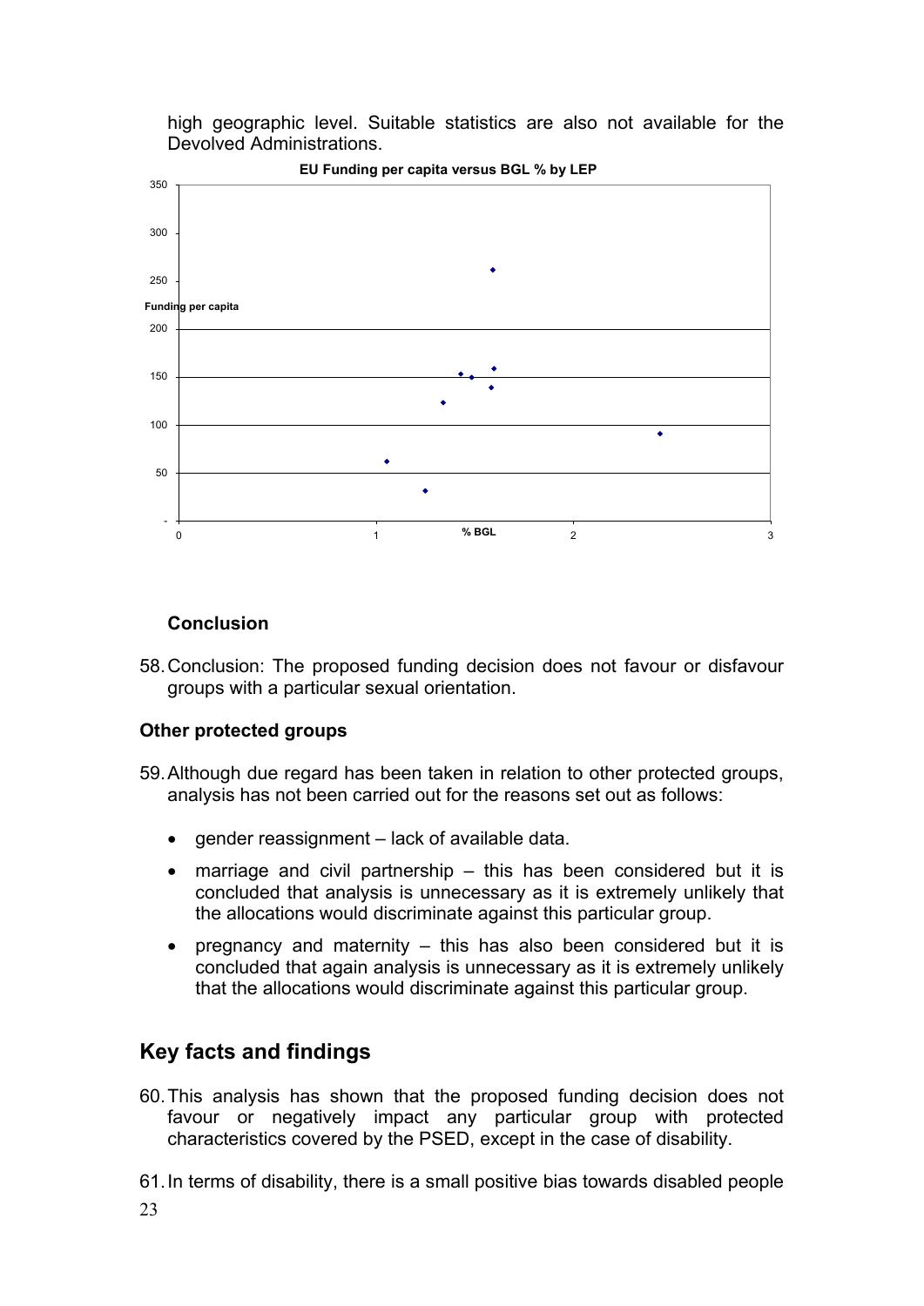high geographic level. Suitable statistics are also not available for the Devolved Administrations.

**EU Funding per capita versus BGL % by LEP**

### Conclusion

58. Conclusion: The proposed funding decision does not favour or disfavour groups with a particular sexual orientation.

### Other protected groups

59. Although due regard has been taken in relation to other protected groups, analysis has not been carried out for the reasons set out as follows:

    - gender reassignment – lack of available data.
    - marriage and civil partnership – this has been considered but it is concluded that analysis is unnecessary as it is extremely unlikely that the allocations would discriminate against this particular group.
    - pregnancy and maternity – this has also been considered but it is concluded that again analysis is unnecessary as it is extremely unlikely that the allocations would discriminate against this particular group.

## Key facts and findings

60. This analysis has shown that the proposed funding decision does not favour or negatively impact any particular group with protected characteristics covered by the PSED, except in the case of disability.

61. In terms of disability, there is a small positive bias towards disabled people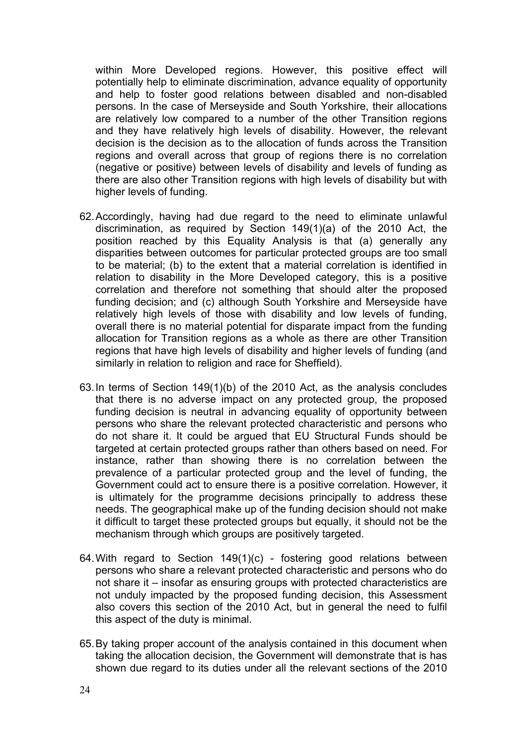within More Developed regions. However, this positive effect will potentially help to eliminate discrimination, advance equality of opportunity and help to foster good relations between disabled and non-disabled persons. In the case of Merseyside and South Yorkshire, their allocations are relatively low compared to a number of the other Transition regions and they have relatively high levels of disability. However, the relevant decision is the decision as to the allocation of funds across the Transition regions and overall across that group of regions there is no correlation (negative or positive) between levels of disability and levels of funding as there are also other Transition regions with high levels of disability but with higher levels of funding.

62. Accordingly, having had due regard to the need to eliminate unlawful discrimination, as required by Section 149(1)(a) of the 2010 Act, the position reached by this Equality Analysis is that (a) generally any disparities between outcomes for particular protected groups are too small to be material; (b) to the extent that a material correlation is identified in relation to disability in the More Developed category, this is a positive correlation and therefore not something that should alter the proposed funding decision; and (c) although South Yorkshire and Merseyside have relatively high levels of those with disability and low levels of funding, overall there is no material potential for disparate impact from the funding allocation for Transition regions as a whole as there are other Transition regions that have high levels of disability and higher levels of funding (and similarly in relation to religion and race for Sheffield).

63. In terms of Section 149(1)(b) of the 2010 Act, as the analysis concludes that there is no adverse impact on any protected group, the proposed funding decision is neutral in advancing equality of opportunity between persons who share the relevant protected characteristic and persons who do not share it. It could be argued that EU Structural Funds should be targeted at certain protected groups rather than others based on need. For instance, rather than showing there is no correlation between the prevalence of a particular protected group and the level of funding, the Government could act to ensure there is a positive correlation. However, it is ultimately for the programme decisions principally to address these needs. The geographical make up of the funding decision should not make it difficult to target these protected groups but equally, it should not be the mechanism through which groups are positively targeted.

64. With regard to Section 149(1)(c) - fostering good relations between persons who share a relevant protected characteristic and persons who do not share it – insofar as ensuring groups with protected characteristics are not unduly impacted by the proposed funding decision, this Assessment also covers this section of the 2010 Act, but in general the need to fulfil this aspect of the duty is minimal.

65. By taking proper account of the analysis contained in this document when taking the allocation decision, the Government will demonstrate that is has shown due regard to its duties under all the relevant sections of the 2010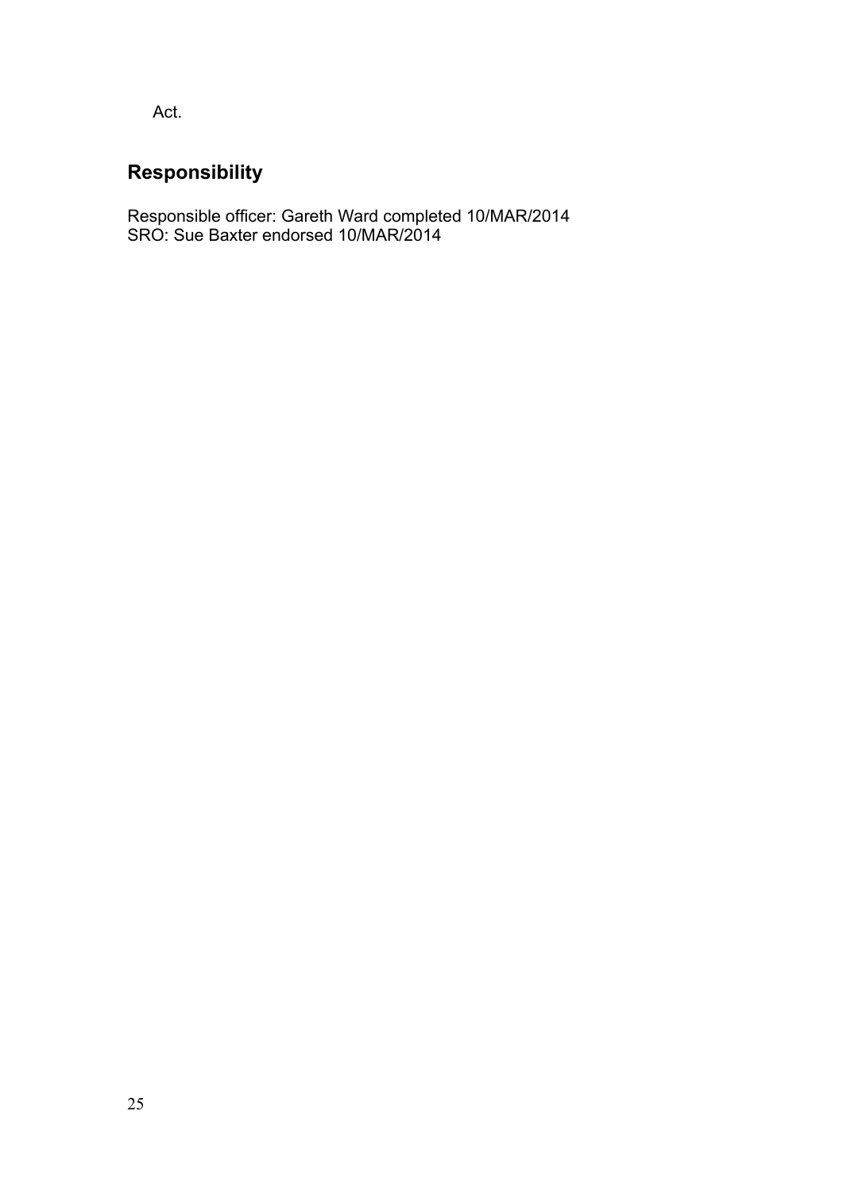Act.

## Responsibility

Responsible officer: Gareth Ward completed 10/MAR/2014
SRO: Sue Baxter endorsed 10/MAR/2014